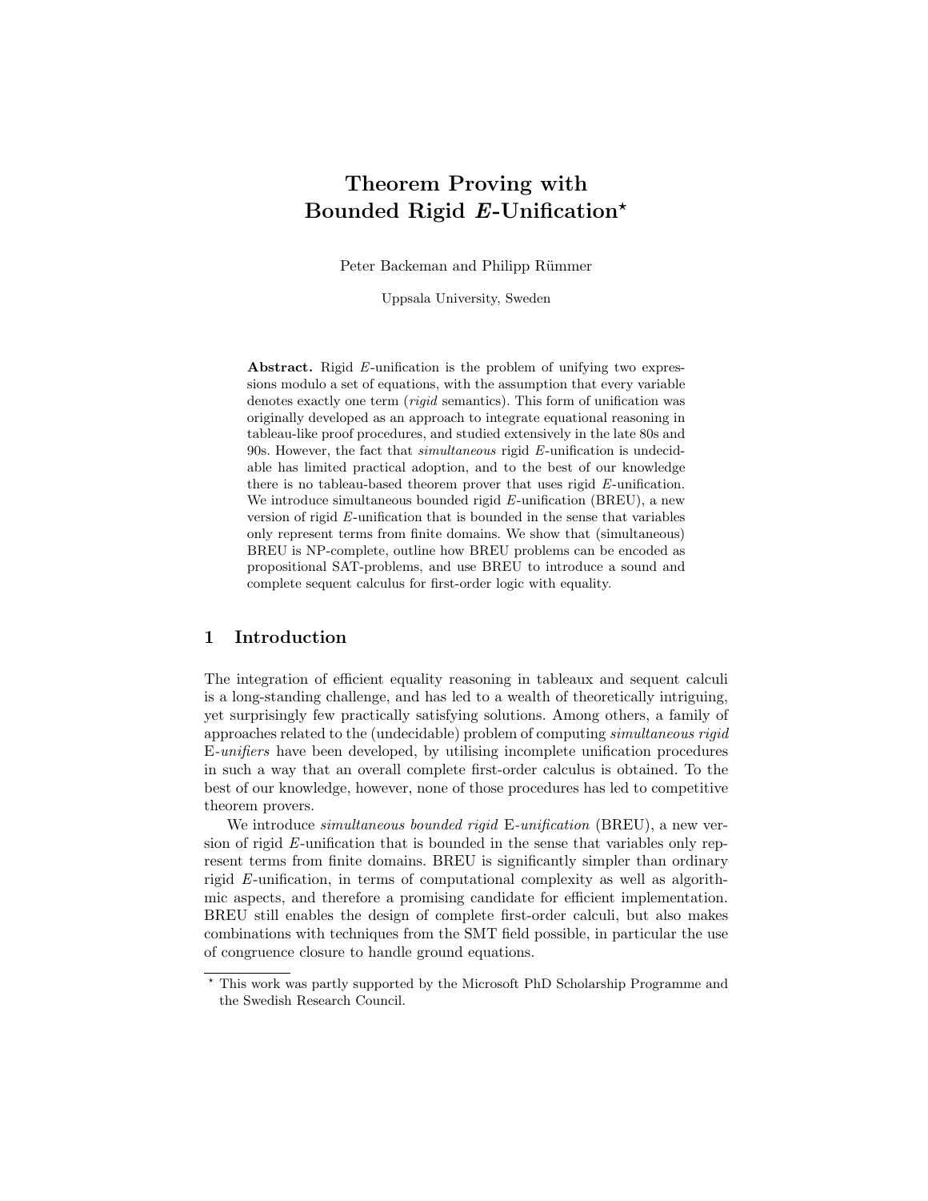# Theorem Proving with Bounded Rigid *E*-Unification*

Peter Backeman and Philipp Rümmer

Uppsala University, Sweden

**Abstract.** Rigid *E*-unification is the problem of unifying two expressions modulo a set of equations, with the assumption that every variable denotes exactly one term (*rigid* semantics). This form of unification was originally developed as an approach to integrate equational reasoning in tableau-like proof procedures, and studied extensively in the late 80s and 90s. However, the fact that *simultaneous* rigid *E*-unification is undecidable has limited practical adoption, and to the best of our knowledge there is no tableau-based theorem prover that uses rigid *E*-unification. We introduce simultaneous bounded rigid *E*-unification (BREU), a new version of rigid *E*-unification that is bounded in the sense that variables only represent terms from finite domains. We show that (simultaneous) BREU is NP-complete, outline how BREU problems can be encoded as propositional SAT-problems, and use BREU to introduce a sound and complete sequent calculus for first-order logic with equality.

## 1 Introduction

The integration of efficient equality reasoning in tableaux and sequent calculi is a long-standing challenge, and has led to a wealth of theoretically intriguing, yet surprisingly few practically satisfying solutions. Among others, a family of approaches related to the (undecidable) problem of computing *simultaneous rigid* E-*unifiers* have been developed, by utilising incomplete unification procedures in such a way that an overall complete first-order calculus is obtained. To the best of our knowledge, however, none of those procedures has led to competitive theorem provers.

We introduce *simultaneous bounded rigid* E-*unification* (BREU), a new version of rigid *E*-unification that is bounded in the sense that variables only represent terms from finite domains. BREU is significantly simpler than ordinary rigid *E*-unification, in terms of computational complexity as well as algorithmic aspects, and therefore a promising candidate for efficient implementation. BREU still enables the design of complete first-order calculi, but also makes combinations with techniques from the SMT field possible, in particular the use of congruence closure to handle ground equations.

* This work was partly supported by the Microsoft PhD Scholarship Programme and the Swedish Research Council.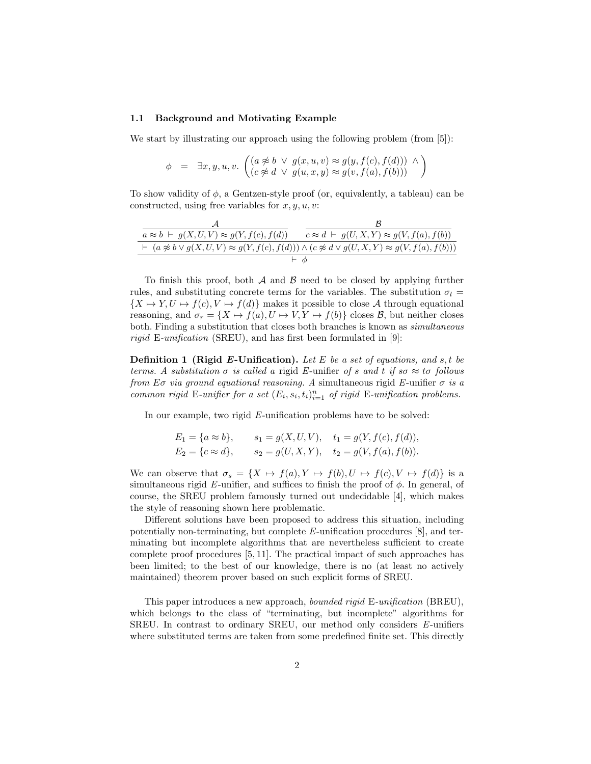### 1.1 Background and Motivating Example

We start by illustrating our approach using the following problem (from [5]):

$$\phi \quad = \quad \exists x, y, u, v. \begin{pmatrix} (a \not\approx b \ \vee \ g(x, u, v) \approx g(y, f(c), f(d))) \ \wedge \\ (c \not\approx d \ \vee \ g(u, x, y) \approx g(v, f(a), f(b))) \end{pmatrix}$$

To show validity of $\phi$, a Gentzen-style proof (or, equivalently, a tableau) can be constructed, using free variables for $x, y, u, v$:

$$\dfrac{\dfrac{\dfrac{\mathcal{A}}{a \approx b \ \vdash \ g(X, U, V) \approx g(Y, f(c), f(d))} \qquad \dfrac{\mathcal{B}}{c \approx d \ \vdash \ g(U, X, Y) \approx g(V, f(a), f(b))}}{\vdash \ (a \not\approx b \vee g(X, U, V) \approx g(Y, f(c), f(d))) \wedge (c \not\approx d \vee g(U, X, Y) \approx g(V, f(a), f(b)))}}{\vdash \ \phi}$$

To finish this proof, both $\mathcal{A}$ and $\mathcal{B}$ need to be closed by applying further rules, and substituting concrete terms for the variables. The substitution $\sigma_l = \{X \mapsto Y, U \mapsto f(c), V \mapsto f(d)\}$ makes it possible to close $\mathcal{A}$ through equational reasoning, and $\sigma_r = \{X \mapsto f(a), U \mapsto V, Y \mapsto f(b)\}$ closes $\mathcal{B}$, but neither closes both. Finding a substitution that closes both branches is known as *simultaneous rigid* E*-unification* (SREU), and has first been formulated in [9]:

**Definition 1 (Rigid *E*-Unification).** *Let $E$ be a set of equations, and $s, t$ be terms. A substitution $\sigma$ is called a* rigid $E$-unifier *of $s$ and $t$ if $s\sigma \approx t\sigma$ follows from $E\sigma$ via ground equational reasoning. A* simultaneous rigid $E$-unifier *$\sigma$ is a common rigid* E*-unifier for a set $(E_i, s_i, t_i)_{i=1}^n$ of rigid* E*-unification problems.*

In our example, two rigid $E$-unification problems have to be solved:

$$\begin{aligned} E_1 &= \{a \approx b\}, \qquad s_1 = g(X, U, V), \quad t_1 = g(Y, f(c), f(d)), \\ E_2 &= \{c \approx d\}, \qquad s_2 = g(U, X, Y), \quad t_2 = g(V, f(a), f(b)). \end{aligned}$$

We can observe that $\sigma_s = \{X \mapsto f(a), Y \mapsto f(b), U \mapsto f(c), V \mapsto f(d)\}$ is a simultaneous rigid $E$-unifier, and suffices to finish the proof of $\phi$. In general, of course, the SREU problem famously turned out undecidable [4], which makes the style of reasoning shown here problematic.

Different solutions have been proposed to address this situation, including potentially non-terminating, but complete $E$-unification procedures [8], and terminating but incomplete algorithms that are nevertheless sufficient to create complete proof procedures [5, 11]. The practical impact of such approaches has been limited; to the best of our knowledge, there is no (at least no actively maintained) theorem prover based on such explicit forms of SREU.

This paper introduces a new approach, *bounded rigid* E*-unification* (BREU), which belongs to the class of "terminating, but incomplete" algorithms for SREU. In contrast to ordinary SREU, our method only considers $E$-unifiers where substituted terms are taken from some predefined finite set. This directly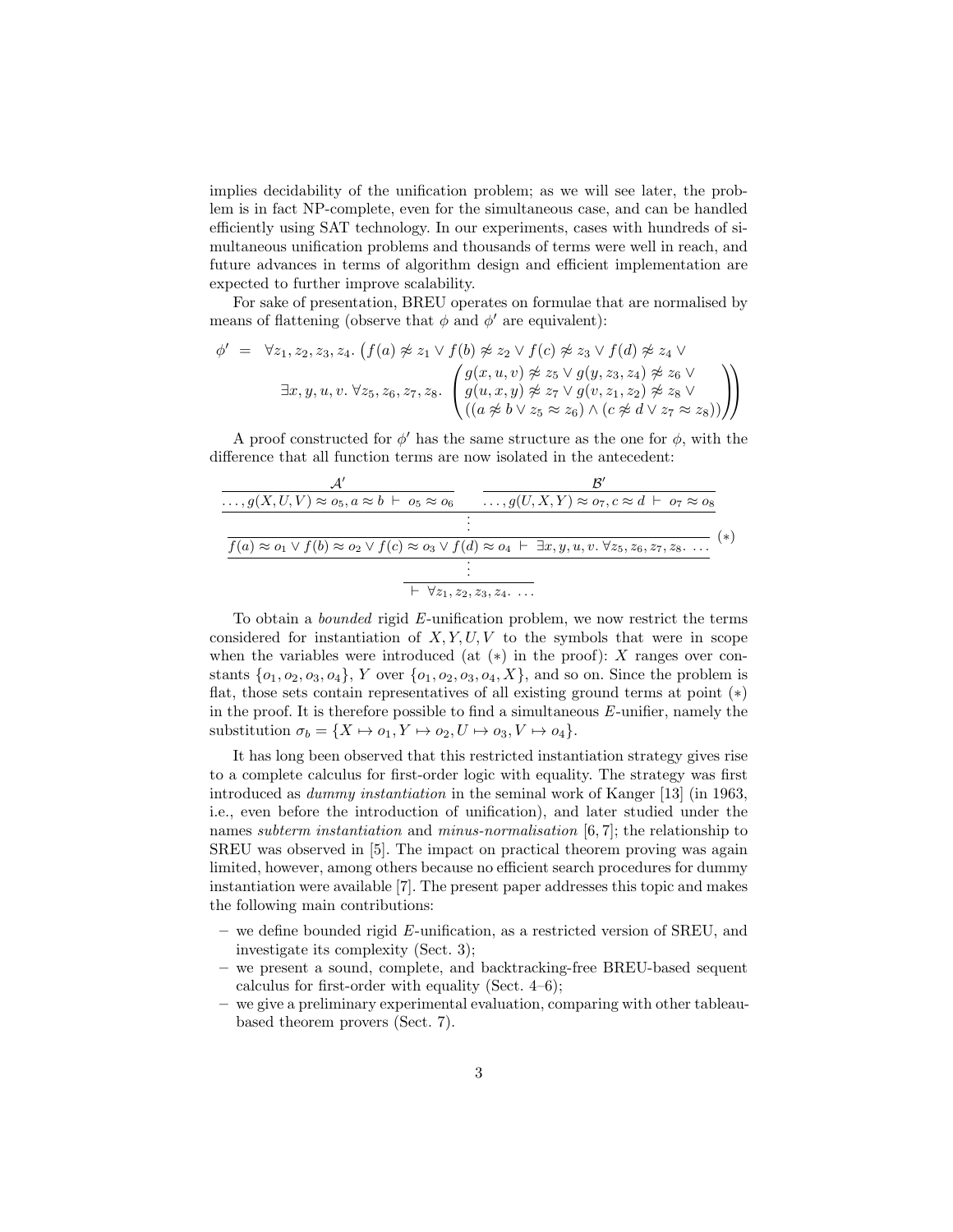implies decidability of the unification problem; as we will see later, the problem is in fact NP-complete, even for the simultaneous case, and can be handled efficiently using SAT technology. In our experiments, cases with hundreds of simultaneous unification problems and thousands of terms were well in reach, and future advances in terms of algorithm design and efficient implementation are expected to further improve scalability.

For sake of presentation, BREU operates on formulae that are normalised by means of flattening (observe that $\phi$ and $\phi'$ are equivalent):

$$\phi' \;=\; \forall z_1, z_2, z_3, z_4.\; \big(f(a) \not\approx z_1 \vee f(b) \not\approx z_2 \vee f(c) \not\approx z_3 \vee f(d) \not\approx z_4 \vee \\
\exists x, y, u, v.\; \forall z_5, z_6, z_7, z_8.\; \begin{pmatrix} g(x,u,v) \not\approx z_5 \vee g(y, z_3, z_4) \not\approx z_6 \vee \\ g(u,x,y) \not\approx z_7 \vee g(v, z_1, z_2) \not\approx z_8 \vee \\ ((a \not\approx b \vee z_5 \approx z_6) \wedge (c \not\approx d \vee z_7 \approx z_8)) \end{pmatrix}\big)$$

A proof constructed for $\phi'$ has the same structure as the one for $\phi$, with the difference that all function terms are now isolated in the antecedent:

$$\dfrac{\dfrac{\dfrac{\mathcal{A}'}{\ldots, g(X,U,V) \approx o_5, a \approx b \;\vdash\; o_5 \approx o_6} \qquad \dfrac{\mathcal{B}'}{\ldots, g(U,X,Y) \approx o_7, c \approx d \;\vdash\; o_7 \approx o_8}}{\vdots}}{\dfrac{f(a) \approx o_1 \vee f(b) \approx o_2 \vee f(c) \approx o_3 \vee f(d) \approx o_4 \;\vdash\; \exists x, y, u, v.\; \forall z_5, z_6, z_7, z_8.\; \ldots}{\dfrac{\vdots}{\vdash\; \forall z_1, z_2, z_3, z_4.\; \ldots}}}\; (*)$$

To obtain a *bounded* rigid $E$-unification problem, we now restrict the terms considered for instantiation of $X, Y, U, V$ to the symbols that were in scope when the variables were introduced (at $(*)$ in the proof): $X$ ranges over constants $\{o_1, o_2, o_3, o_4\}$, $Y$ over $\{o_1, o_2, o_3, o_4, X\}$, and so on. Since the problem is flat, those sets contain representatives of all existing ground terms at point $(*)$ in the proof. It is therefore possible to find a simultaneous $E$-unifier, namely the substitution $\sigma_b = \{X \mapsto o_1, Y \mapsto o_2, U \mapsto o_3, V \mapsto o_4\}$.

It has long been observed that this restricted instantiation strategy gives rise to a complete calculus for first-order logic with equality. The strategy was first introduced as *dummy instantiation* in the seminal work of Kanger [13] (in 1963, i.e., even before the introduction of unification), and later studied under the names *subterm instantiation* and *minus-normalisation* [6, 7]; the relationship to SREU was observed in [5]. The impact on practical theorem proving was again limited, however, among others because no efficient search procedures for dummy instantiation were available [7]. The present paper addresses this topic and makes the following main contributions:

- we define bounded rigid $E$-unification, as a restricted version of SREU, and investigate its complexity (Sect. 3);
- we present a sound, complete, and backtracking-free BREU-based sequent calculus for first-order with equality (Sect. 4–6);
- we give a preliminary experimental evaluation, comparing with other tableau-based theorem provers (Sect. 7).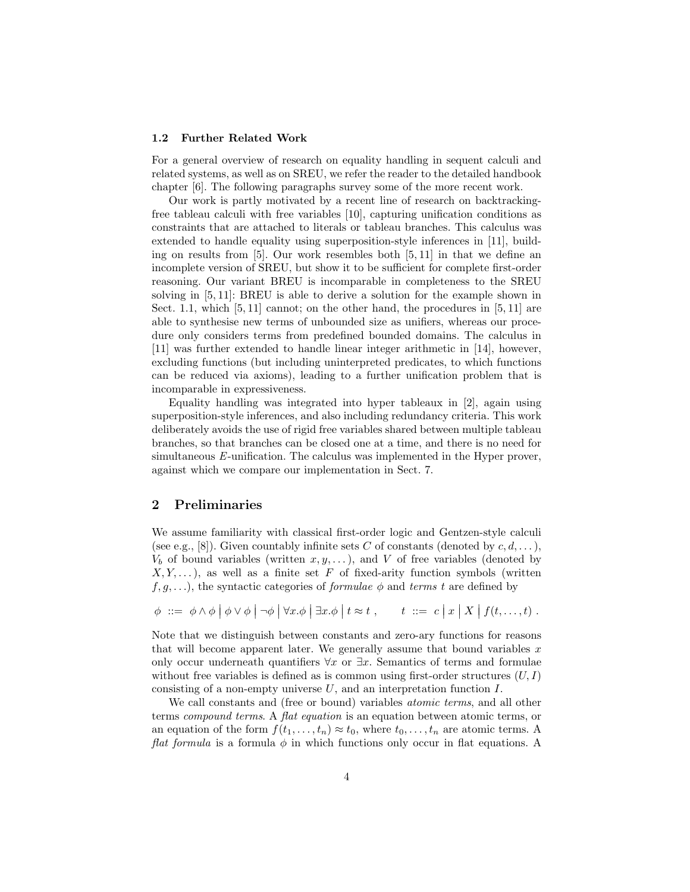### 1.2 Further Related Work

For a general overview of research on equality handling in sequent calculi and related systems, as well as on SREU, we refer the reader to the detailed handbook chapter [6]. The following paragraphs survey some of the more recent work.

Our work is partly motivated by a recent line of research on backtracking-free tableau calculi with free variables [10], capturing unification conditions as constraints that are attached to literals or tableau branches. This calculus was extended to handle equality using superposition-style inferences in [11], building on results from [5]. Our work resembles both [5, 11] in that we define an incomplete version of SREU, but show it to be sufficient for complete first-order reasoning. Our variant BREU is incomparable in completeness to the SREU solving in [5, 11]: BREU is able to derive a solution for the example shown in Sect. 1.1, which [5, 11] cannot; on the other hand, the procedures in [5, 11] are able to synthesise new terms of unbounded size as unifiers, whereas our procedure only considers terms from predefined bounded domains. The calculus in [11] was further extended to handle linear integer arithmetic in [14], however, excluding functions (but including uninterpreted predicates, to which functions can be reduced via axioms), leading to a further unification problem that is incomparable in expressiveness.

Equality handling was integrated into hyper tableaux in [2], again using superposition-style inferences, and also including redundancy criteria. This work deliberately avoids the use of rigid free variables shared between multiple tableau branches, so that branches can be closed one at a time, and there is no need for simultaneous $E$-unification. The calculus was implemented in the Hyper prover, against which we compare our implementation in Sect. 7.

## 2 Preliminaries

We assume familiarity with classical first-order logic and Gentzen-style calculi (see e.g., [8]). Given countably infinite sets $C$ of constants (denoted by $c, d, \dots$), $V_b$ of bound variables (written $x, y, \dots$), and $V$ of free variables (denoted by $X, Y, \dots$), as well as a finite set $F$ of fixed-arity function symbols (written $f, g, \dots$), the syntactic categories of *formulae* $\phi$ and *terms* $t$ are defined by

$$\phi \ ::= \ \phi \wedge \phi \mid \phi \vee \phi \mid \neg\phi \mid \forall x.\phi \mid \exists x.\phi \mid t \approx t \ , \qquad t \ ::= \ c \mid x \mid X \mid f(t, \dots, t) \ .$$

Note that we distinguish between constants and zero-ary functions for reasons that will become apparent later. We generally assume that bound variables $x$ only occur underneath quantifiers $\forall x$ or $\exists x$. Semantics of terms and formulae without free variables is defined as is common using first-order structures $(U, I)$ consisting of a non-empty universe $U$, and an interpretation function $I$.

We call constants and (free or bound) variables *atomic terms*, and all other terms *compound terms*. A *flat equation* is an equation between atomic terms, or an equation of the form $f(t_1, \dots, t_n) \approx t_0$, where $t_0, \dots, t_n$ are atomic terms. A *flat formula* is a formula $\phi$ in which functions only occur in flat equations. A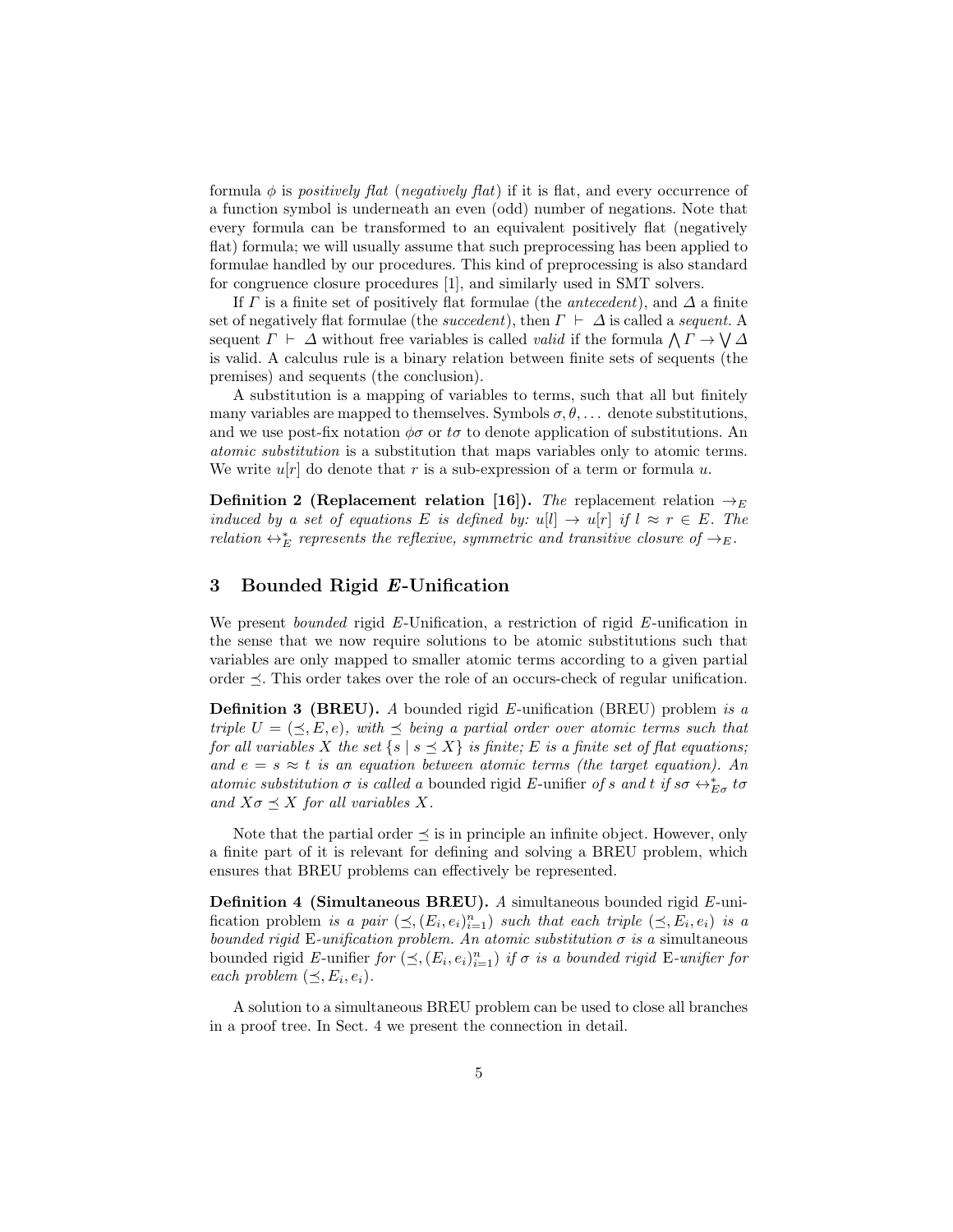formula $\phi$ is *positively flat* (*negatively flat*) if it is flat, and every occurrence of a function symbol is underneath an even (odd) number of negations. Note that every formula can be transformed to an equivalent positively flat (negatively flat) formula; we will usually assume that such preprocessing has been applied to formulae handled by our procedures. This kind of preprocessing is also standard for congruence closure procedures [1], and similarly used in SMT solvers.

If $\Gamma$ is a finite set of positively flat formulae (the *antecedent*), and $\Delta$ a finite set of negatively flat formulae (the *succedent*), then $\Gamma \vdash \Delta$ is called a *sequent.* A sequent $\Gamma \vdash \Delta$ without free variables is called *valid* if the formula $\bigwedge \Gamma \rightarrow \bigvee \Delta$ is valid. A calculus rule is a binary relation between finite sets of sequents (the premises) and sequents (the conclusion).

A substitution is a mapping of variables to terms, such that all but finitely many variables are mapped to themselves. Symbols $\sigma, \theta, \dots$ denote substitutions, and we use post-fix notation $\phi\sigma$ or $t\sigma$ to denote application of substitutions. An *atomic substitution* is a substitution that maps variables only to atomic terms. We write $u[r]$ do denote that $r$ is a sub-expression of a term or formula $u$.

**Definition 2 (Replacement relation [16]).** *The* replacement relation $\rightarrow_E$ *induced by a set of equations $E$ is defined by: $u[l] \rightarrow u[r]$ if $l \approx r \in E$. The relation $\leftrightarrow^*_E$ represents the reflexive, symmetric and transitive closure of $\rightarrow_E$.*

## 3 Bounded Rigid *E*-Unification

We present *bounded* rigid $E$-Unification, a restriction of rigid $E$-unification in the sense that we now require solutions to be atomic substitutions such that variables are only mapped to smaller atomic terms according to a given partial order $\preceq$. This order takes over the role of an occurs-check of regular unification.

**Definition 3 (BREU).** *A* bounded rigid $E$-unification (BREU) problem *is a triple $U = (\preceq, E, e)$, with $\preceq$ being a partial order over atomic terms such that for all variables $X$ the set $\{s \mid s \preceq X\}$ is finite; $E$ is a finite set of flat equations; and $e = s \approx t$ is an equation between atomic terms (the target equation). An atomic substitution $\sigma$ is called a* bounded rigid $E$-unifier *of $s$ and $t$ if $s\sigma \leftrightarrow^*_{E\sigma} t\sigma$ and $X\sigma \preceq X$ for all variables $X$.*

Note that the partial order $\preceq$ is in principle an infinite object. However, only a finite part of it is relevant for defining and solving a BREU problem, which ensures that BREU problems can effectively be represented.

**Definition 4 (Simultaneous BREU).** *A* simultaneous bounded rigid $E$-unification problem *is a pair $(\preceq, (E_i, e_i)_{i=1}^n)$ such that each triple $(\preceq, E_i, e_i)$ is a bounded rigid* E*-unification problem. An atomic substitution $\sigma$ is a* simultaneous bounded rigid $E$-unifier *for $(\preceq, (E_i, e_i)_{i=1}^n)$ if $\sigma$ is a bounded rigid* E*-unifier for each problem $(\preceq, E_i, e_i)$.*

A solution to a simultaneous BREU problem can be used to close all branches in a proof tree. In Sect. 4 we present the connection in detail.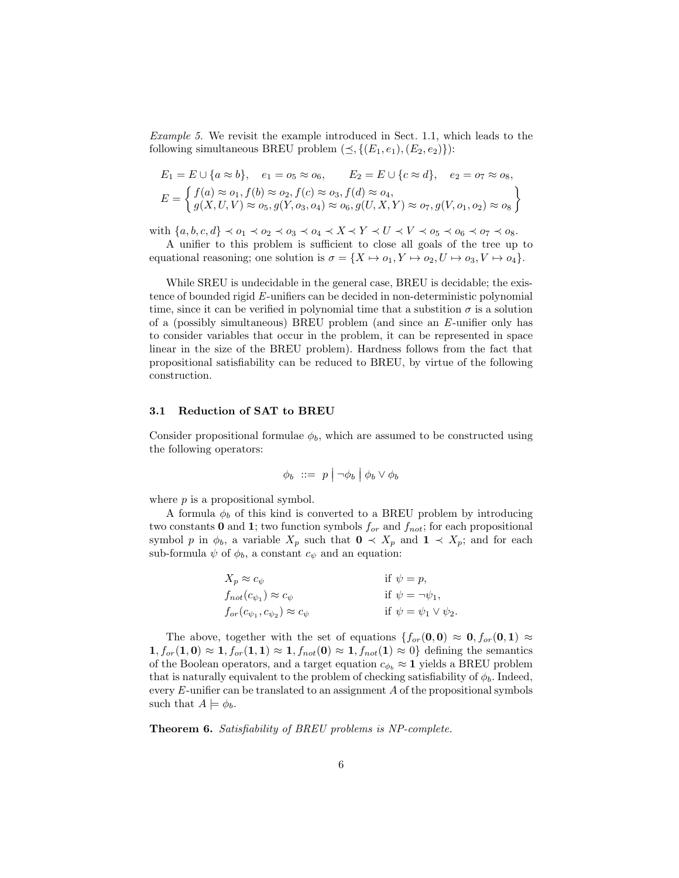*Example 5.* We revisit the example introduced in Sect. 1.1, which leads to the following simultaneous BREU problem $(\preceq, \{(E_1, e_1), (E_2, e_2)\})$:

$$E_1 = E \cup \{a \approx b\}, \quad e_1 = o_5 \approx o_6, \qquad E_2 = E \cup \{c \approx d\}, \quad e_2 = o_7 \approx o_8,$$
$$E = \left\{ \begin{array}{l} f(a) \approx o_1, f(b) \approx o_2, f(c) \approx o_3, f(d) \approx o_4, \\ g(X, U, V) \approx o_5, g(Y, o_3, o_4) \approx o_6, g(U, X, Y) \approx o_7, g(V, o_1, o_2) \approx o_8 \end{array} \right\}$$

with $\{a, b, c, d\} \prec o_1 \prec o_2 \prec o_3 \prec o_4 \prec X \prec Y \prec U \prec V \prec o_5 \prec o_6 \prec o_7 \prec o_8$.

A unifier to this problem is sufficient to close all goals of the tree up to equational reasoning; one solution is $\sigma = \{X \mapsto o_1, Y \mapsto o_2, U \mapsto o_3, V \mapsto o_4\}$.

While SREU is undecidable in the general case, BREU is decidable; the existence of bounded rigid $E$-unifiers can be decided in non-deterministic polynomial time, since it can be verified in polynomial time that a substition $\sigma$ is a solution of a (possibly simultaneous) BREU problem (and since an $E$-unifier only has to consider variables that occur in the problem, it can be represented in space linear in the size of the BREU problem). Hardness follows from the fact that propositional satisfiability can be reduced to BREU, by virtue of the following construction.

### 3.1 Reduction of SAT to BREU

Consider propositional formulae $\phi_b$, which are assumed to be constructed using the following operators:

$$\phi_b \ ::= \ p \ \big| \ \neg\phi_b \ \big| \ \phi_b \vee \phi_b$$

where $p$ is a propositional symbol.

A formula $\phi_b$ of this kind is converted to a BREU problem by introducing two constants $\mathbf{0}$ and $\mathbf{1}$; two function symbols $f_{or}$ and $f_{not}$; for each propositional symbol $p$ in $\phi_b$, a variable $X_p$ such that $\mathbf{0} \prec X_p$ and $\mathbf{1} \prec X_p$; and for each sub-formula $\psi$ of $\phi_b$, a constant $c_\psi$ and an equation:

$$\begin{array}{ll} X_p \approx c_\psi & \text{if } \psi = p, \\ f_{not}(c_{\psi_1}) \approx c_\psi & \text{if } \psi = \neg\psi_1, \\ f_{or}(c_{\psi_1}, c_{\psi_2}) \approx c_\psi & \text{if } \psi = \psi_1 \vee \psi_2. \end{array}$$

The above, together with the set of equations $\{f_{or}(\mathbf{0}, \mathbf{0}) \approx \mathbf{0}, f_{or}(\mathbf{0}, \mathbf{1}) \approx \mathbf{1}, f_{or}(\mathbf{1}, \mathbf{0}) \approx \mathbf{1}, f_{or}(\mathbf{1}, \mathbf{1}) \approx \mathbf{1}, f_{not}(\mathbf{0}) \approx \mathbf{1}, f_{not}(\mathbf{1}) \approx 0\}$ defining the semantics of the Boolean operators, and a target equation $c_{\phi_b} \approx \mathbf{1}$ yields a BREU problem that is naturally equivalent to the problem of checking satisfiability of $\phi_b$. Indeed, every $E$-unifier can be translated to an assignment $A$ of the propositional symbols such that $A \models \phi_b$.

**Theorem 6.** *Satisfiability of BREU problems is NP-complete.*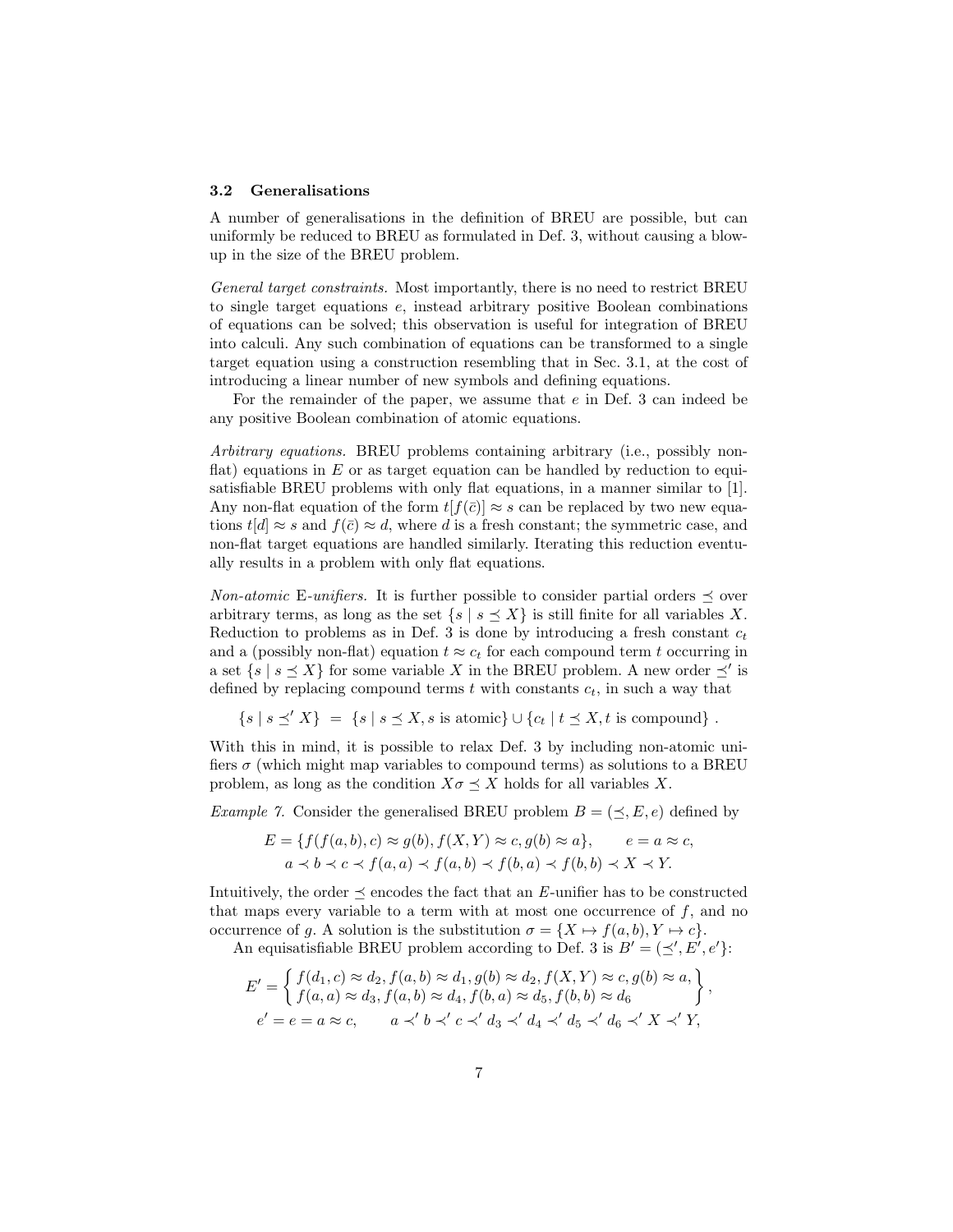### 3.2 Generalisations

A number of generalisations in the definition of BREU are possible, but can uniformly be reduced to BREU as formulated in Def. 3, without causing a blow-up in the size of the BREU problem.

*General target constraints.* Most importantly, there is no need to restrict BREU to single target equations $e$, instead arbitrary positive Boolean combinations of equations can be solved; this observation is useful for integration of BREU into calculi. Any such combination of equations can be transformed to a single target equation using a construction resembling that in Sec. 3.1, at the cost of introducing a linear number of new symbols and defining equations.

For the remainder of the paper, we assume that $e$ in Def. 3 can indeed be any positive Boolean combination of atomic equations.

*Arbitrary equations.* BREU problems containing arbitrary (i.e., possibly non-flat) equations in $E$ or as target equation can be handled by reduction to equi-satisfiable BREU problems with only flat equations, in a manner similar to [1]. Any non-flat equation of the form $t[f(\bar{c})] \approx s$ can be replaced by two new equations $t[d] \approx s$ and $f(\bar{c}) \approx d$, where $d$ is a fresh constant; the symmetric case, and non-flat target equations are handled similarly. Iterating this reduction eventually results in a problem with only flat equations.

*Non-atomic* E*-unifiers.* It is further possible to consider partial orders $\preceq$ over arbitrary terms, as long as the set $\{s \mid s \preceq X\}$ is still finite for all variables $X$. Reduction to problems as in Def. 3 is done by introducing a fresh constant $c_t$ and a (possibly non-flat) equation $t \approx c_t$ for each compound term $t$ occurring in a set $\{s \mid s \preceq X\}$ for some variable $X$ in the BREU problem. A new order $\preceq'$ is defined by replacing compound terms $t$ with constants $c_t$, in such a way that

$$\{s \mid s \preceq' X\} \;=\; \{s \mid s \preceq X, s \text{ is atomic}\} \cup \{c_t \mid t \preceq X, t \text{ is compound}\}\;.$$

With this in mind, it is possible to relax Def. 3 by including non-atomic unifiers $\sigma$ (which might map variables to compound terms) as solutions to a BREU problem, as long as the condition $X\sigma \preceq X$ holds for all variables $X$.

*Example 7.* Consider the generalised BREU problem $B = (\preceq, E, e)$ defined by

$$E = \{f(f(a,b),c) \approx g(b), f(X,Y) \approx c, g(b) \approx a\}, \qquad e = a \approx c,$$
$$a \prec b \prec c \prec f(a,a) \prec f(a,b) \prec f(b,a) \prec f(b,b) \prec X \prec Y.$$

Intuitively, the order $\preceq$ encodes the fact that an $E$-unifier has to be constructed that maps every variable to a term with at most one occurrence of $f$, and no occurrence of $g$. A solution is the substitution $\sigma = \{X \mapsto f(a,b), Y \mapsto c\}$.

An equisatisfiable BREU problem according to Def. 3 is $B' = (\preceq', E', e')$:

$$E' = \left\{ \begin{array}{l} f(d_1,c) \approx d_2, f(a,b) \approx d_1, g(b) \approx d_2, f(X,Y) \approx c, g(b) \approx a, \\ f(a,a) \approx d_3, f(a,b) \approx d_4, f(b,a) \approx d_5, f(b,b) \approx d_6 \end{array} \right\},$$
$$e' = e = a \approx c, \qquad a \prec' b \prec' c \prec' d_3 \prec' d_4 \prec' d_5 \prec' d_6 \prec' X \prec' Y,$$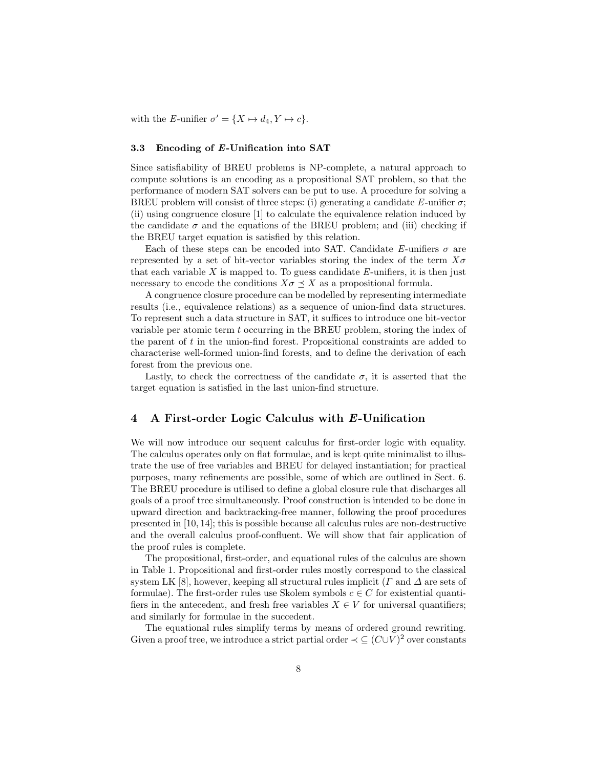with the $E$-unifier $\sigma' = \{X \mapsto d_4, Y \mapsto c\}$.

### 3.3 Encoding of *E*-Unification into SAT

Since satisfiability of BREU problems is NP-complete, a natural approach to compute solutions is an encoding as a propositional SAT problem, so that the performance of modern SAT solvers can be put to use. A procedure for solving a BREU problem will consist of three steps: (i) generating a candidate $E$-unifier $\sigma$; (ii) using congruence closure [1] to calculate the equivalence relation induced by the candidate $\sigma$ and the equations of the BREU problem; and (iii) checking if the BREU target equation is satisfied by this relation.

Each of these steps can be encoded into SAT. Candidate $E$-unifiers $\sigma$ are represented by a set of bit-vector variables storing the index of the term $X\sigma$ that each variable $X$ is mapped to. To guess candidate $E$-unifiers, it is then just necessary to encode the conditions $X\sigma \preceq X$ as a propositional formula.

A congruence closure procedure can be modelled by representing intermediate results (i.e., equivalence relations) as a sequence of union-find data structures. To represent such a data structure in SAT, it suffices to introduce one bit-vector variable per atomic term $t$ occurring in the BREU problem, storing the index of the parent of $t$ in the union-find forest. Propositional constraints are added to characterise well-formed union-find forests, and to define the derivation of each forest from the previous one.

Lastly, to check the correctness of the candidate $\sigma$, it is asserted that the target equation is satisfied in the last union-find structure.

## 4 A First-order Logic Calculus with *E*-Unification

We will now introduce our sequent calculus for first-order logic with equality. The calculus operates only on flat formulae, and is kept quite minimalist to illustrate the use of free variables and BREU for delayed instantiation; for practical purposes, many refinements are possible, some of which are outlined in Sect. 6. The BREU procedure is utilised to define a global closure rule that discharges all goals of a proof tree simultaneously. Proof construction is intended to be done in upward direction and backtracking-free manner, following the proof procedures presented in [10, 14]; this is possible because all calculus rules are non-destructive and the overall calculus proof-confluent. We will show that fair application of the proof rules is complete.

The propositional, first-order, and equational rules of the calculus are shown in Table 1. Propositional and first-order rules mostly correspond to the classical system LK [8], however, keeping all structural rules implicit ($\Gamma$ and $\Delta$ are sets of formulae). The first-order rules use Skolem symbols $c \in C$ for existential quantifiers in the antecedent, and fresh free variables $X \in V$ for universal quantifiers; and similarly for formulae in the succedent.

The equational rules simplify terms by means of ordered ground rewriting. Given a proof tree, we introduce a strict partial order $\prec \subseteq (C \cup V)^2$ over constants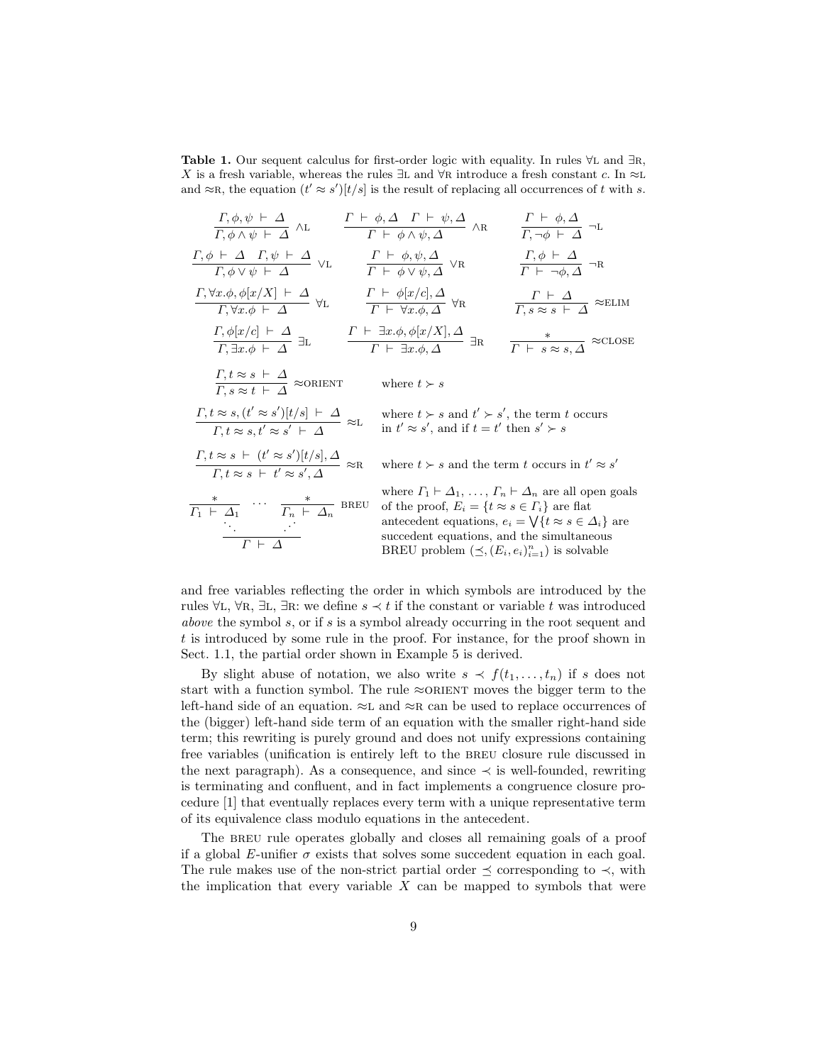**Table 1.** Our sequent calculus for first-order logic with equality. In rules $\forall$L and $\exists$R, $X$ is a fresh variable, whereas the rules $\exists$L and $\forall$R introduce a fresh constant $c$. In $\approx$L and $\approx$R, the equation $(t' \approx s')[t/s]$ is the result of replacing all occurrences of $t$ with $s$.

$$\frac{\Gamma, \phi, \psi \vdash \Delta}{\Gamma, \phi \wedge \psi \vdash \Delta} \wedge\text{L} \qquad \frac{\Gamma \vdash \phi, \Delta \quad \Gamma \vdash \psi, \Delta}{\Gamma \vdash \phi \wedge \psi, \Delta} \wedge\text{R} \qquad \frac{\Gamma \vdash \phi, \Delta}{\Gamma, \neg\phi \vdash \Delta} \neg\text{L}$$

$$\frac{\Gamma, \phi \vdash \Delta \quad \Gamma, \psi \vdash \Delta}{\Gamma, \phi \vee \psi \vdash \Delta} \vee\text{L} \qquad \frac{\Gamma \vdash \phi, \psi, \Delta}{\Gamma \vdash \phi \vee \psi, \Delta} \vee\text{R} \qquad \frac{\Gamma, \phi \vdash \Delta}{\Gamma \vdash \neg\phi, \Delta} \neg\text{R}$$

$$\frac{\Gamma, \forall x.\phi, \phi[x/X] \vdash \Delta}{\Gamma, \forall x.\phi \vdash \Delta} \forall\text{L} \qquad \frac{\Gamma \vdash \phi[x/c], \Delta}{\Gamma \vdash \forall x.\phi, \Delta} \forall\text{R} \qquad \frac{\Gamma \vdash \Delta}{\Gamma, s \approx s \vdash \Delta} \approx\text{ELIM}$$

$$\frac{\Gamma, \phi[x/c] \vdash \Delta}{\Gamma, \exists x.\phi \vdash \Delta} \exists\text{L} \qquad \frac{\Gamma \vdash \exists x.\phi, \phi[x/X], \Delta}{\Gamma \vdash \exists x.\phi, \Delta} \exists\text{R} \qquad \frac{*}{\Gamma \vdash s \approx s, \Delta} \approx\text{CLOSE}$$

$$\frac{\Gamma, t \approx s \vdash \Delta}{\Gamma, s \approx t \vdash \Delta} \approx\text{ORIENT} \qquad \text{where } t \succ s$$

$$\frac{\Gamma, t \approx s, (t' \approx s')[t/s] \vdash \Delta}{\Gamma, t \approx s, t' \approx s' \vdash \Delta} \approx\text{L} \qquad \text{where } t \succ s \text{ and } t' \succ s', \text{ the term } t \text{ occurs in } t' \approx s', \text{ and if } t = t' \text{ then } s' \succ s$$

$$\frac{\Gamma, t \approx s \vdash (t' \approx s')[t/s], \Delta}{\Gamma, t \approx s \vdash t' \approx s', \Delta} \approx\text{R} \qquad \text{where } t \succ s \text{ and the term } t \text{ occurs in } t' \approx s'$$

$$\frac{\dfrac{*}{\Gamma_1 \vdash \Delta_1} \quad \cdots \quad \dfrac{*}{\Gamma_n \vdash \Delta_n}}{\Gamma \vdash \Delta} \text{BREU}$$

where $\Gamma_1 \vdash \Delta_1, \ldots, \Gamma_n \vdash \Delta_n$ are all open goals of the proof, $E_i = \{t \approx s \in \Gamma_i\}$ are flat antecedent equations, $e_i = \bigvee\{t \approx s \in \Delta_i\}$ are succedent equations, and the simultaneous BREU problem $(\preceq, (E_i, e_i)_{i=1}^n)$ is solvable

and free variables reflecting the order in which symbols are introduced by the rules $\forall$L, $\forall$R, $\exists$L, $\exists$R: we define $s \prec t$ if the constant or variable $t$ was introduced *above* the symbol $s$, or if $s$ is a symbol already occurring in the root sequent and $t$ is introduced by some rule in the proof. For instance, for the proof shown in Sect. 1.1, the partial order shown in Example 5 is derived.

By slight abuse of notation, we also write $s \prec f(t_1, \ldots, t_n)$ if $s$ does not start with a function symbol. The rule $\approx$ORIENT moves the bigger term to the left-hand side of an equation. $\approx$L and $\approx$R can be used to replace occurrences of the (bigger) left-hand side term of an equation with the smaller right-hand side term; this rewriting is purely ground and does not unify expressions containing free variables (unification is entirely left to the BREU closure rule discussed in the next paragraph). As a consequence, and since $\prec$ is well-founded, rewriting is terminating and confluent, and in fact implements a congruence closure procedure [1] that eventually replaces every term with a unique representative term of its equivalence class modulo equations in the antecedent.

The BREU rule operates globally and closes all remaining goals of a proof if a global $E$-unifier $\sigma$ exists that solves some succedent equation in each goal. The rule makes use of the non-strict partial order $\preceq$ corresponding to $\prec$, with the implication that every variable $X$ can be mapped to symbols that were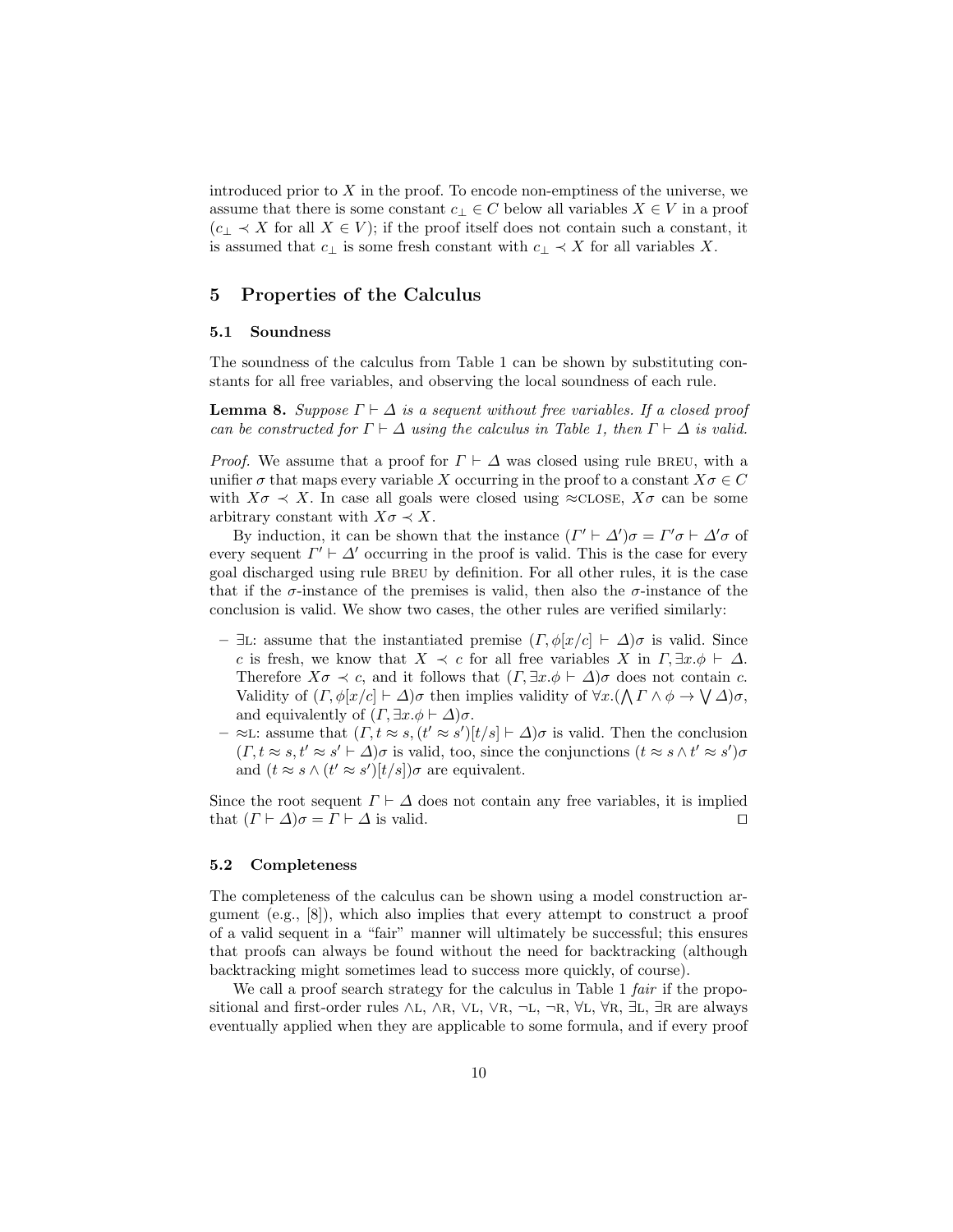introduced prior to $X$ in the proof. To encode non-emptiness of the universe, we assume that there is some constant $c_\bot \in C$ below all variables $X \in V$ in a proof ($c_\bot \prec X$ for all $X \in V$); if the proof itself does not contain such a constant, it is assumed that $c_\bot$ is some fresh constant with $c_\bot \prec X$ for all variables $X$.

## 5 Properties of the Calculus

### 5.1 Soundness

The soundness of the calculus from Table 1 can be shown by substituting constants for all free variables, and observing the local soundness of each rule.

**Lemma 8.** *Suppose $\Gamma \vdash \Delta$ is a sequent without free variables. If a closed proof can be constructed for $\Gamma \vdash \Delta$ using the calculus in Table 1, then $\Gamma \vdash \Delta$ is valid.*

*Proof.* We assume that a proof for $\Gamma \vdash \Delta$ was closed using rule BREU, with a unifier $\sigma$ that maps every variable $X$ occurring in the proof to a constant $X\sigma \in C$ with $X\sigma \prec X$. In case all goals were closed using $\approx$CLOSE, $X\sigma$ can be some arbitrary constant with $X\sigma \prec X$.

By induction, it can be shown that the instance $(\Gamma' \vdash \Delta')\sigma = \Gamma'\sigma \vdash \Delta'\sigma$ of every sequent $\Gamma' \vdash \Delta'$ occurring in the proof is valid. This is the case for every goal discharged using rule BREU by definition. For all other rules, it is the case that if the $\sigma$-instance of the premises is valid, then also the $\sigma$-instance of the conclusion is valid. We show two cases, the other rules are verified similarly:

- $\exists$L: assume that the instantiated premise $(\Gamma, \phi[x/c] \vdash \Delta)\sigma$ is valid. Since $c$ is fresh, we know that $X \prec c$ for all free variables $X$ in $\Gamma, \exists x.\phi \vdash \Delta$. Therefore $X\sigma \prec c$, and it follows that $(\Gamma, \exists x.\phi \vdash \Delta)\sigma$ does not contain $c$. Validity of $(\Gamma, \phi[x/c] \vdash \Delta)\sigma$ then implies validity of $\forall x.(\bigwedge \Gamma \land \phi \to \bigvee \Delta)\sigma$, and equivalently of $(\Gamma, \exists x.\phi \vdash \Delta)\sigma$.
- $\approx$L: assume that $(\Gamma, t \approx s, (t' \approx s')[t/s] \vdash \Delta)\sigma$ is valid. Then the conclusion $(\Gamma, t \approx s, t' \approx s' \vdash \Delta)\sigma$ is valid, too, since the conjunctions $(t \approx s \land t' \approx s')\sigma$ and $(t \approx s \land (t' \approx s')[t/s])\sigma$ are equivalent.

Since the root sequent $\Gamma \vdash \Delta$ does not contain any free variables, it is implied that $(\Gamma \vdash \Delta)\sigma = \Gamma \vdash \Delta$ is valid. $\square$

### 5.2 Completeness

The completeness of the calculus can be shown using a model construction argument (e.g., [8]), which also implies that every attempt to construct a proof of a valid sequent in a "fair" manner will ultimately be successful; this ensures that proofs can always be found without the need for backtracking (although backtracking might sometimes lead to success more quickly, of course).

We call a proof search strategy for the calculus in Table 1 *fair* if the propositional and first-order rules $\land$L, $\land$R, $\lor$L, $\lor$R, $\neg$L, $\neg$R, $\forall$L, $\forall$R, $\exists$L, $\exists$R are always eventually applied when they are applicable to some formula, and if every proof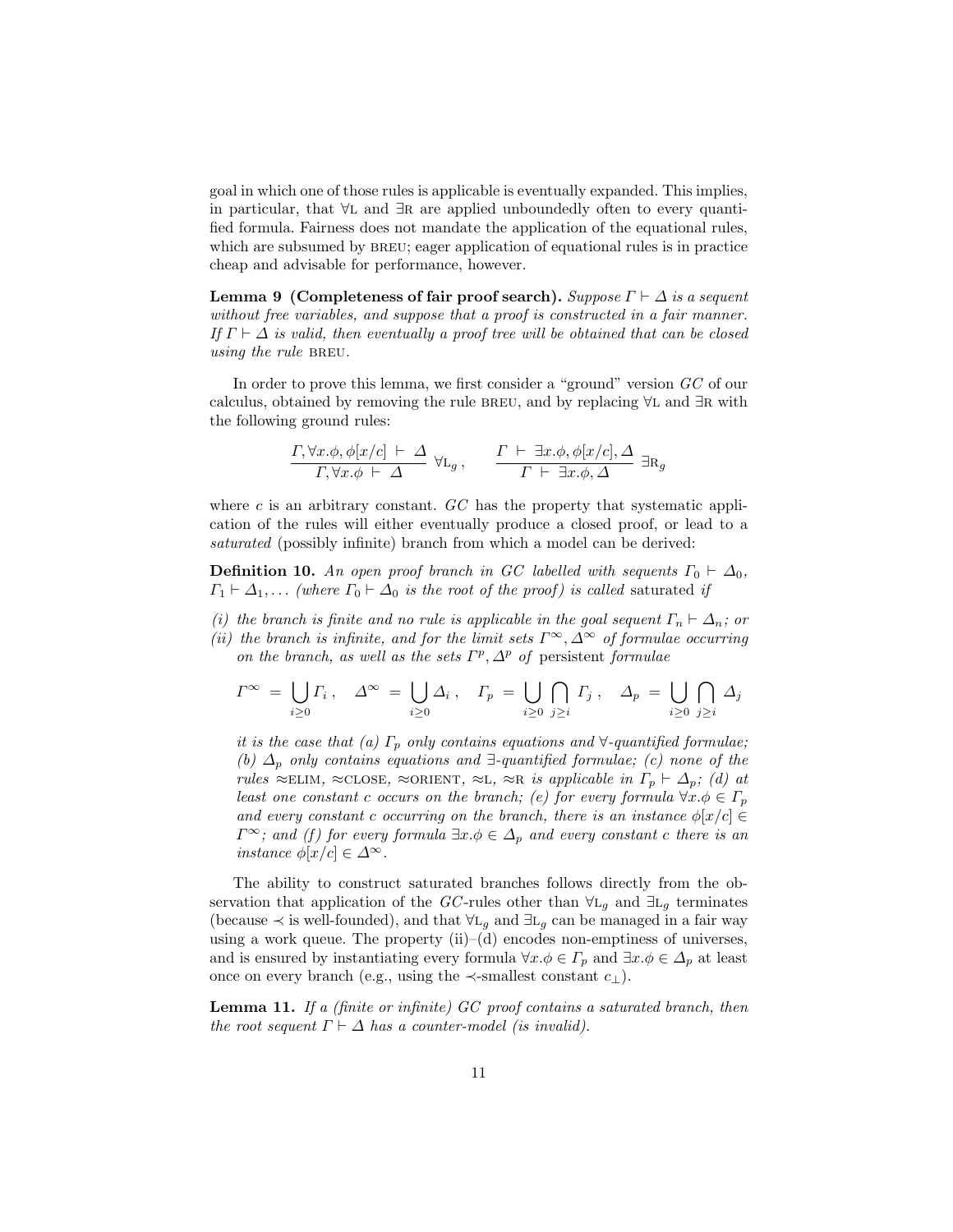goal in which one of those rules is applicable is eventually expanded. This implies, in particular, that ∀L and ∃R are applied unboundedly often to every quantified formula. Fairness does not mandate the application of the equational rules, which are subsumed by BREU; eager application of equational rules is in practice cheap and advisable for performance, however.

**Lemma 9 (Completeness of fair proof search).** *Suppose $\Gamma \vdash \Delta$ is a sequent without free variables, and suppose that a proof is constructed in a fair manner. If $\Gamma \vdash \Delta$ is valid, then eventually a proof tree will be obtained that can be closed using the rule* BREU.

In order to prove this lemma, we first consider a "ground" version $GC$ of our calculus, obtained by removing the rule BREU, and by replacing ∀L and ∃R with the following ground rules:

$$\frac{\Gamma, \forall x.\phi, \phi[x/c] \;\vdash\; \Delta}{\Gamma, \forall x.\phi \;\vdash\; \Delta} \;\forall\text{L}_g\,, \qquad \frac{\Gamma \;\vdash\; \exists x.\phi, \phi[x/c], \Delta}{\Gamma \;\vdash\; \exists x.\phi, \Delta} \;\exists\text{R}_g$$

where $c$ is an arbitrary constant. $GC$ has the property that systematic application of the rules will either eventually produce a closed proof, or lead to a *saturated* (possibly infinite) branch from which a model can be derived:

**Definition 10.** *An open proof branch in $GC$ labelled with sequents $\Gamma_0 \vdash \Delta_0$, $\Gamma_1 \vdash \Delta_1, \ldots$ (where $\Gamma_0 \vdash \Delta_0$ is the root of the proof) is called* saturated *if*

*(i) the branch is finite and no rule is applicable in the goal sequent $\Gamma_n \vdash \Delta_n$; or*
*(ii) the branch is infinite, and for the limit sets $\Gamma^\infty, \Delta^\infty$ of formulae occurring on the branch, as well as the sets $\Gamma^p, \Delta^p$ of* persistent *formulae*

$$\Gamma^\infty \;=\; \bigcup_{i \geq 0} \Gamma_i\,, \quad \Delta^\infty \;=\; \bigcup_{i \geq 0} \Delta_i\,, \quad \Gamma_p \;=\; \bigcup_{i \geq 0} \bigcap_{j \geq i} \Gamma_j\,, \quad \Delta_p \;=\; \bigcup_{i \geq 0} \bigcap_{j \geq i} \Delta_j$$

*it is the case that (a) $\Gamma_p$ only contains equations and ∀-quantified formulae; (b) $\Delta_p$ only contains equations and ∃-quantified formulae; (c) none of the rules ≈ELIM, ≈CLOSE, ≈ORIENT, ≈L, ≈R is applicable in $\Gamma_p \vdash \Delta_p$; (d) at least one constant $c$ occurs on the branch; (e) for every formula $\forall x.\phi \in \Gamma_p$ and every constant $c$ occurring on the branch, there is an instance $\phi[x/c] \in \Gamma^\infty$; and (f) for every formula $\exists x.\phi \in \Delta_p$ and every constant $c$ there is an instance $\phi[x/c] \in \Delta^\infty$.*

The ability to construct saturated branches follows directly from the observation that application of the $GC$-rules other than $\forall\text{L}_g$ and $\exists\text{L}_g$ terminates (because $\prec$ is well-founded), and that $\forall\text{L}_g$ and $\exists\text{L}_g$ can be managed in a fair way using a work queue. The property (ii)–(d) encodes non-emptiness of universes, and is ensured by instantiating every formula $\forall x.\phi \in \Gamma_p$ and $\exists x.\phi \in \Delta_p$ at least once on every branch (e.g., using the $\prec$-smallest constant $c_\bot$).

**Lemma 11.** *If a (finite or infinite) $GC$ proof contains a saturated branch, then the root sequent $\Gamma \vdash \Delta$ has a counter-model (is invalid).*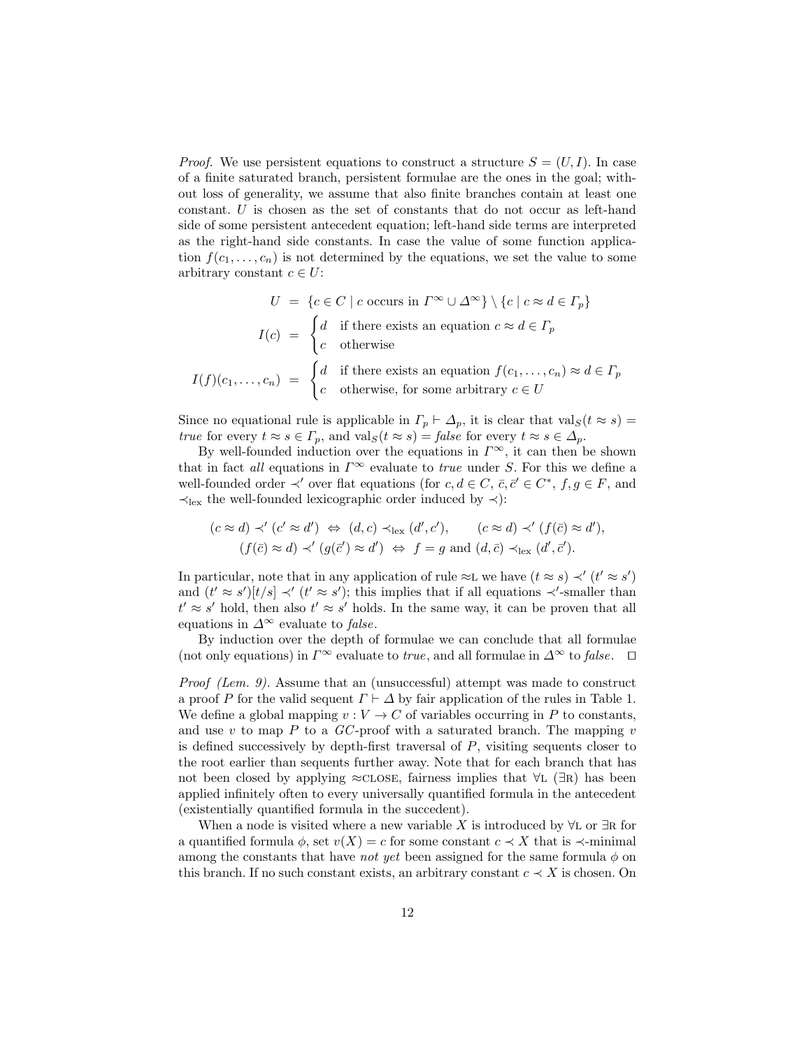*Proof.* We use persistent equations to construct a structure $S = (U, I)$. In case of a finite saturated branch, persistent formulae are the ones in the goal; without loss of generality, we assume that also finite branches contain at least one constant. $U$ is chosen as the set of constants that do not occur as left-hand side of some persistent antecedent equation; left-hand side terms are interpreted as the right-hand side constants. In case the value of some function application $f(c_1, \ldots, c_n)$ is not determined by the equations, we set the value to some arbitrary constant $c \in U$:

$$U = \{c \in C \mid c \text{ occurs in } \Gamma^\infty \cup \Delta^\infty\} \setminus \{c \mid c \approx d \in \Gamma_p\}$$

$$I(c) = \begin{cases} d & \text{if there exists an equation } c \approx d \in \Gamma_p \\ c & \text{otherwise} \end{cases}$$

$$I(f)(c_1, \ldots, c_n) = \begin{cases} d & \text{if there exists an equation } f(c_1, \ldots, c_n) \approx d \in \Gamma_p \\ c & \text{otherwise, for some arbitrary } c \in U \end{cases}$$

Since no equational rule is applicable in $\Gamma_p \vdash \Delta_p$, it is clear that $\mathrm{val}_S(t \approx s) =$ *true* for every $t \approx s \in \Gamma_p$, and $\mathrm{val}_S(t \approx s) =$ *false* for every $t \approx s \in \Delta_p$.

By well-founded induction over the equations in $\Gamma^\infty$, it can then be shown that in fact *all* equations in $\Gamma^\infty$ evaluate to *true* under $S$. For this we define a well-founded order $\prec'$ over flat equations (for $c, d \in C$, $\bar{c}, \bar{c}' \in C^*$, $f, g \in F$, and $\prec_{\mathrm{lex}}$ the well-founded lexicographic order induced by $\prec$):

$$(c \approx d) \prec' (c' \approx d') \;\Leftrightarrow\; (d, c) \prec_{\mathrm{lex}} (d', c'), \qquad (c \approx d) \prec' (f(\bar{c}) \approx d'),$$
$$(f(\bar{c}) \approx d) \prec' (g(\bar{c}') \approx d') \;\Leftrightarrow\; f = g \text{ and } (d, \bar{c}) \prec_{\mathrm{lex}} (d', \bar{c}').$$

In particular, note that in any application of rule $\approx$L we have $(t \approx s) \prec' (t' \approx s')$ and $(t' \approx s')[t/s] \prec' (t' \approx s')$; this implies that if all equations $\prec'$-smaller than $t' \approx s'$ hold, then also $t' \approx s'$ holds. In the same way, it can be proven that all equations in $\Delta^\infty$ evaluate to *false*.

By induction over the depth of formulae we can conclude that all formulae (not only equations) in $\Gamma^\infty$ evaluate to *true*, and all formulae in $\Delta^\infty$ to *false*. $\square$

*Proof (Lem. 9).* Assume that an (unsuccessful) attempt was made to construct a proof $P$ for the valid sequent $\Gamma \vdash \Delta$ by fair application of the rules in Table 1. We define a global mapping $v : V \to C$ of variables occurring in $P$ to constants, and use $v$ to map $P$ to a $GC$-proof with a saturated branch. The mapping $v$ is defined successively by depth-first traversal of $P$, visiting sequents closer to the root earlier than sequents further away. Note that for each branch that has not been closed by applying $\approx$CLOSE, fairness implies that $\forall$L ($\exists$R) has been applied infinitely often to every universally quantified formula in the antecedent (existentially quantified formula in the succedent).

When a node is visited where a new variable $X$ is introduced by $\forall$L or $\exists$R for a quantified formula $\phi$, set $v(X) = c$ for some constant $c \prec X$ that is $\prec$-minimal among the constants that have *not yet* been assigned for the same formula $\phi$ on this branch. If no such constant exists, an arbitrary constant $c \prec X$ is chosen. On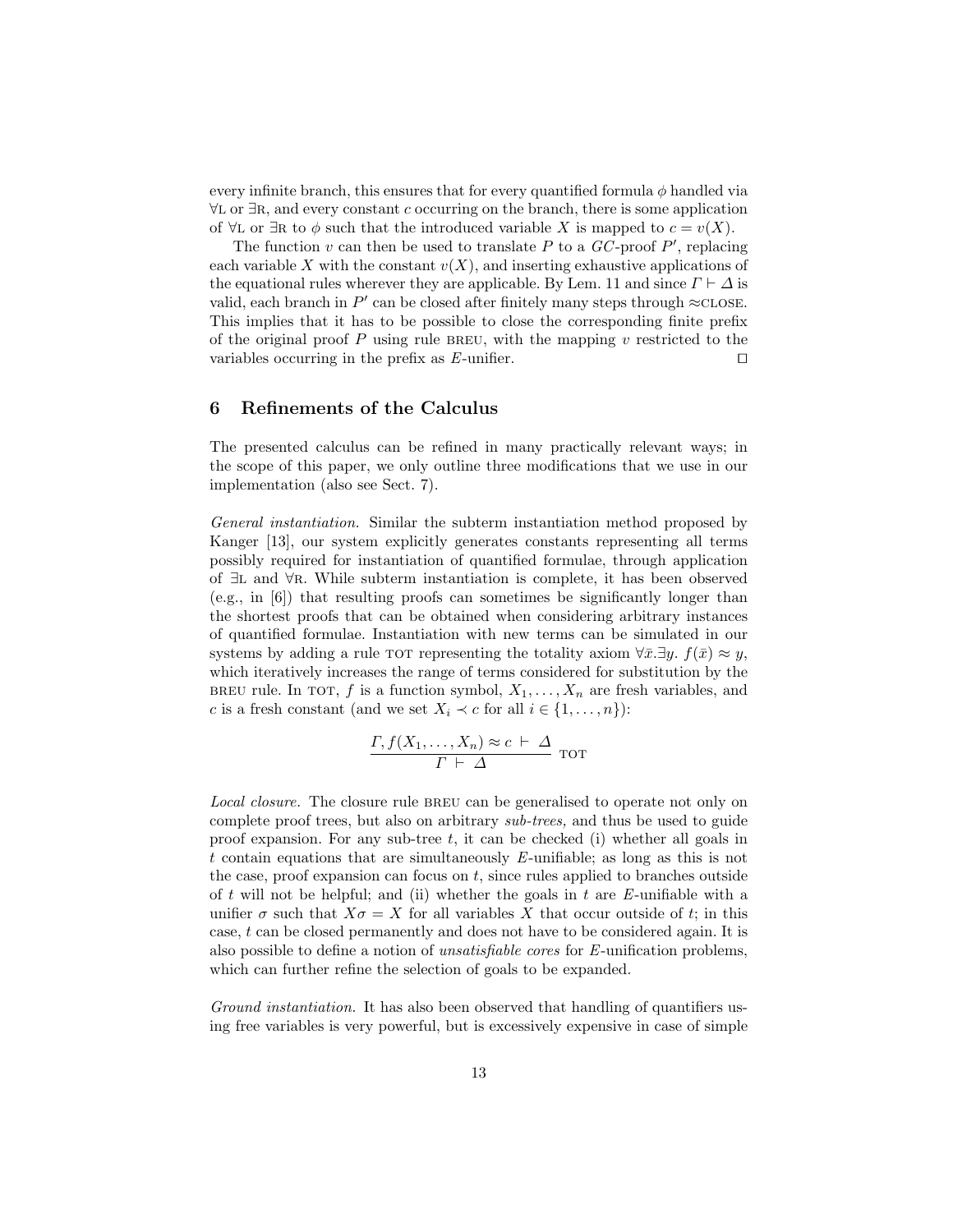every infinite branch, this ensures that for every quantified formula $\phi$ handled via $\forall$L or $\exists$R, and every constant $c$ occurring on the branch, there is some application of $\forall$L or $\exists$R to $\phi$ such that the introduced variable $X$ is mapped to $c = v(X)$.

The function $v$ can then be used to translate $P$ to a $GC$-proof $P'$, replacing each variable $X$ with the constant $v(X)$, and inserting exhaustive applications of the equational rules wherever they are applicable. By Lem. 11 and since $\Gamma \vdash \Delta$ is valid, each branch in $P'$ can be closed after finitely many steps through $\approx$CLOSE. This implies that it has to be possible to close the corresponding finite prefix of the original proof $P$ using rule BREU, with the mapping $v$ restricted to the variables occurring in the prefix as $E$-unifier. $\square$

## 6 Refinements of the Calculus

The presented calculus can be refined in many practically relevant ways; in the scope of this paper, we only outline three modifications that we use in our implementation (also see Sect. 7).

*General instantiation.* Similar the subterm instantiation method proposed by Kanger [13], our system explicitly generates constants representing all terms possibly required for instantiation of quantified formulae, through application of $\exists$L and $\forall$R. While subterm instantiation is complete, it has been observed (e.g., in [6]) that resulting proofs can sometimes be significantly longer than the shortest proofs that can be obtained when considering arbitrary instances of quantified formulae. Instantiation with new terms can be simulated in our systems by adding a rule TOT representing the totality axiom $\forall \bar{x}. \exists y.\ f(\bar{x}) \approx y$, which iteratively increases the range of terms considered for substitution by the BREU rule. In TOT, $f$ is a function symbol, $X_1, \ldots, X_n$ are fresh variables, and $c$ is a fresh constant (and we set $X_i \prec c$ for all $i \in \{1, \ldots, n\}$):

$$\frac{\Gamma, f(X_1, \ldots, X_n) \approx c \ \vdash \ \Delta}{\Gamma \ \vdash \ \Delta} \ \text{TOT}$$

*Local closure.* The closure rule BREU can be generalised to operate not only on complete proof trees, but also on arbitrary *sub-trees,* and thus be used to guide proof expansion. For any sub-tree $t$, it can be checked (i) whether all goals in $t$ contain equations that are simultaneously $E$-unifiable; as long as this is not the case, proof expansion can focus on $t$, since rules applied to branches outside of $t$ will not be helpful; and (ii) whether the goals in $t$ are $E$-unifiable with a unifier $\sigma$ such that $X\sigma = X$ for all variables $X$ that occur outside of $t$; in this case, $t$ can be closed permanently and does not have to be considered again. It is also possible to define a notion of *unsatisfiable cores* for $E$-unification problems, which can further refine the selection of goals to be expanded.

*Ground instantiation.* It has also been observed that handling of quantifiers using free variables is very powerful, but is excessively expensive in case of simple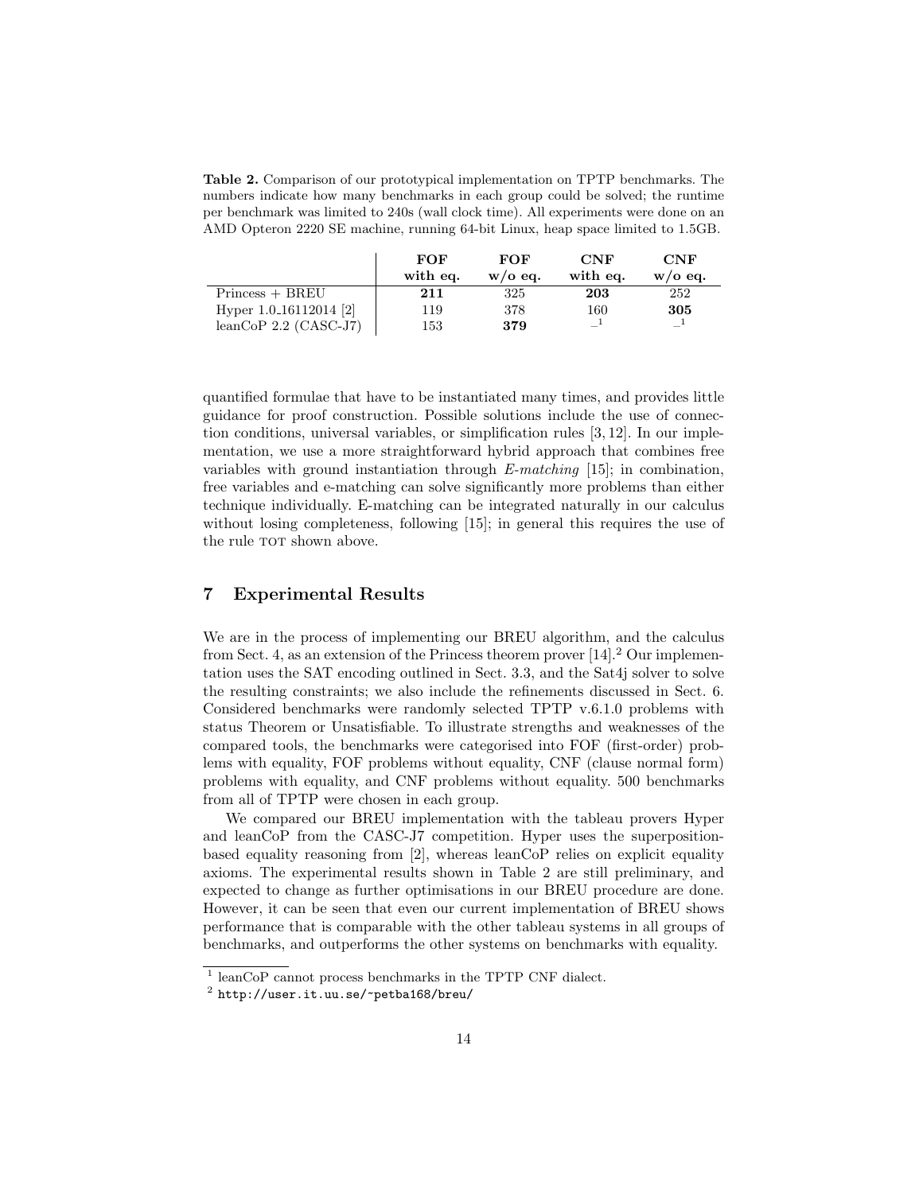**Table 2.** Comparison of our prototypical implementation on TPTP benchmarks. The numbers indicate how many benchmarks in each group could be solved; the runtime per benchmark was limited to 240s (wall clock time). All experiments were done on an AMD Opteron 2220 SE machine, running 64-bit Linux, heap space limited to 1.5GB.

| | **FOF with eq.** | **FOF w/o eq.** | **CNF with eq.** | **CNF w/o eq.** |
|---|---|---|---|---|
| Princess + BREU | **211** | 325 | **203** | 252 |
| Hyper 1.0_16112014 [2] | 119 | 378 | 160 | **305** |
| leanCoP 2.2 (CASC-J7) | 153 | **379** | –[1] | –[1] |

quantified formulae that have to be instantiated many times, and provides little guidance for proof construction. Possible solutions include the use of connection conditions, universal variables, or simplification rules [3, 12]. In our implementation, we use a more straightforward hybrid approach that combines free variables with ground instantiation through *E-matching* [15]; in combination, free variables and e-matching can solve significantly more problems than either technique individually. E-matching can be integrated naturally in our calculus without losing completeness, following [15]; in general this requires the use of the rule TOT shown above.

## 7 Experimental Results

We are in the process of implementing our BREU algorithm, and the calculus from Sect. 4, as an extension of the Princess theorem prover [14].[2] Our implementation uses the SAT encoding outlined in Sect. 3.3, and the Sat4j solver to solve the resulting constraints; we also include the refinements discussed in Sect. 6. Considered benchmarks were randomly selected TPTP v.6.1.0 problems with status Theorem or Unsatisfiable. To illustrate strengths and weaknesses of the compared tools, the benchmarks were categorised into FOF (first-order) problems with equality, FOF problems without equality, CNF (clause normal form) problems with equality, and CNF problems without equality. 500 benchmarks from all of TPTP were chosen in each group.

We compared our BREU implementation with the tableau provers Hyper and leanCoP from the CASC-J7 competition. Hyper uses the superposition-based equality reasoning from [2], whereas leanCoP relies on explicit equality axioms. The experimental results shown in Table 2 are still preliminary, and expected to change as further optimisations in our BREU procedure are done. However, it can be seen that even our current implementation of BREU shows performance that is comparable with the other tableau systems in all groups of benchmarks, and outperforms the other systems on benchmarks with equality.

[1] leanCoP cannot process benchmarks in the TPTP CNF dialect.

[2] `http://user.it.uu.se/~petba168/breu/`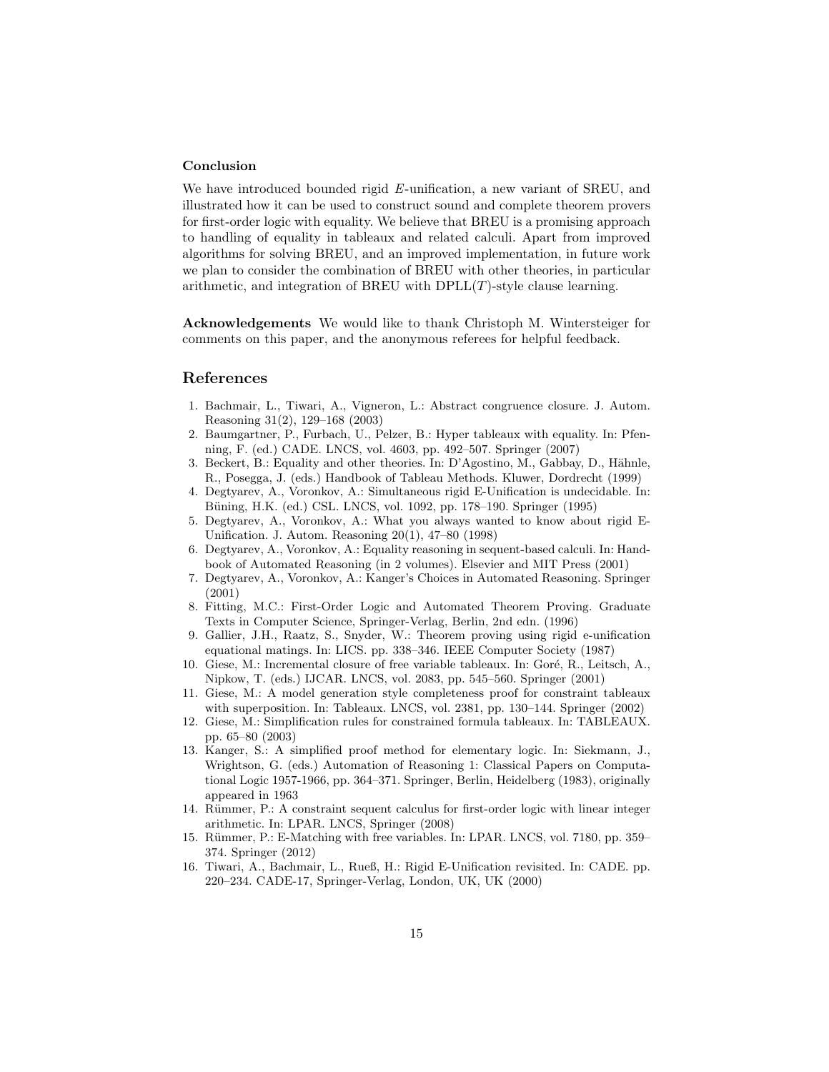### Conclusion

We have introduced bounded rigid $E$-unification, a new variant of SREU, and illustrated how it can be used to construct sound and complete theorem provers for first-order logic with equality. We believe that BREU is a promising approach to handling of equality in tableaux and related calculi. Apart from improved algorithms for solving BREU, and an improved implementation, in future work we plan to consider the combination of BREU with other theories, in particular arithmetic, and integration of BREU with DPLL($T$)-style clause learning.

**Acknowledgements** We would like to thank Christoph M. Wintersteiger for comments on this paper, and the anonymous referees for helpful feedback.

## References

1. Bachmair, L., Tiwari, A., Vigneron, L.: Abstract congruence closure. J. Autom. Reasoning 31(2), 129–168 (2003)
2. Baumgartner, P., Furbach, U., Pelzer, B.: Hyper tableaux with equality. In: Pfenning, F. (ed.) CADE. LNCS, vol. 4603, pp. 492–507. Springer (2007)
3. Beckert, B.: Equality and other theories. In: D'Agostino, M., Gabbay, D., Hähnle, R., Posegga, J. (eds.) Handbook of Tableau Methods. Kluwer, Dordrecht (1999)
4. Degtyarev, A., Voronkov, A.: Simultaneous rigid E-Unification is undecidable. In: Büning, H.K. (ed.) CSL. LNCS, vol. 1092, pp. 178–190. Springer (1995)
5. Degtyarev, A., Voronkov, A.: What you always wanted to know about rigid E-Unification. J. Autom. Reasoning 20(1), 47–80 (1998)
6. Degtyarev, A., Voronkov, A.: Equality reasoning in sequent-based calculi. In: Handbook of Automated Reasoning (in 2 volumes). Elsevier and MIT Press (2001)
7. Degtyarev, A., Voronkov, A.: Kanger's Choices in Automated Reasoning. Springer (2001)
8. Fitting, M.C.: First-Order Logic and Automated Theorem Proving. Graduate Texts in Computer Science, Springer-Verlag, Berlin, 2nd edn. (1996)
9. Gallier, J.H., Raatz, S., Snyder, W.: Theorem proving using rigid e-unification equational matings. In: LICS. pp. 338–346. IEEE Computer Society (1987)
10. Giese, M.: Incremental closure of free variable tableaux. In: Goré, R., Leitsch, A., Nipkow, T. (eds.) IJCAR. LNCS, vol. 2083, pp. 545–560. Springer (2001)
11. Giese, M.: A model generation style completeness proof for constraint tableaux with superposition. In: Tableaux. LNCS, vol. 2381, pp. 130–144. Springer (2002)
12. Giese, M.: Simplification rules for constrained formula tableaux. In: TABLEAUX. pp. 65–80 (2003)
13. Kanger, S.: A simplified proof method for elementary logic. In: Siekmann, J., Wrightson, G. (eds.) Automation of Reasoning 1: Classical Papers on Computational Logic 1957-1966, pp. 364–371. Springer, Berlin, Heidelberg (1983), originally appeared in 1963
14. Rümmer, P.: A constraint sequent calculus for first-order logic with linear integer arithmetic. In: LPAR. LNCS, Springer (2008)
15. Rümmer, P.: E-Matching with free variables. In: LPAR. LNCS, vol. 7180, pp. 359–374. Springer (2012)
16. Tiwari, A., Bachmair, L., Rueß, H.: Rigid E-Unification revisited. In: CADE. pp. 220–234. CADE-17, Springer-Verlag, London, UK, UK (2000)